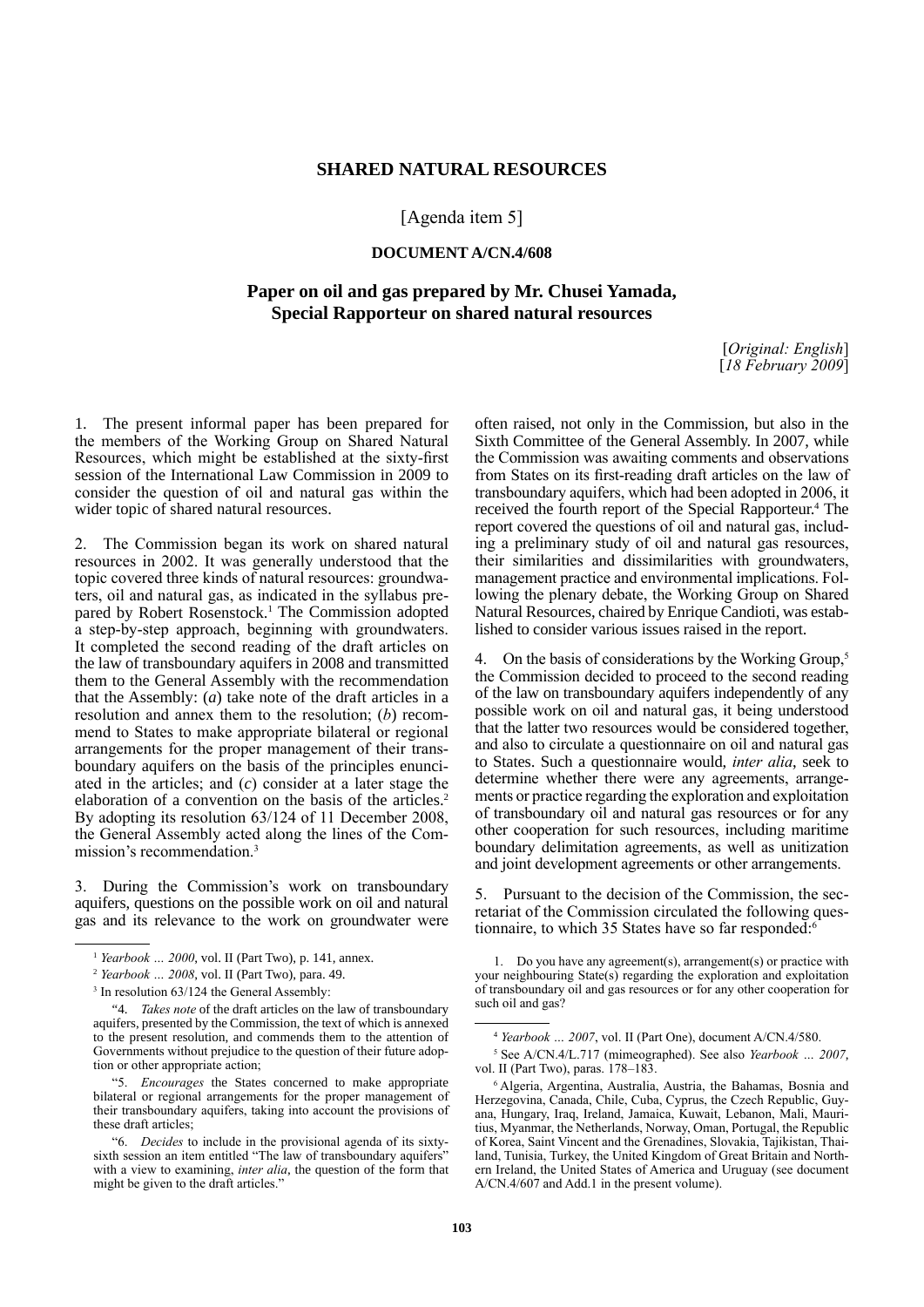# SHARED NATURAL RESOURCES

[Agenda item 5]

## DOCUMENT A/CN.4/608

## Paper on oil and gas prepared by Mr. Chusei Yamada, Special Rapporteur on shared natural resources

[*Original: English*]
[*18 February 2009*]

1. The present informal paper has been prepared for the members of the Working Group on Shared Natural Resources, which might be established at the sixty-first session of the International Law Commission in 2009 to consider the question of oil and natural gas within the wider topic of shared natural resources.

2. The Commission began its work on shared natural resources in 2002. It was generally understood that the topic covered three kinds of natural resources: groundwaters, oil and natural gas, as indicated in the syllabus prepared by Robert Rosenstock.[1] The Commission adopted a step-by-step approach, beginning with groundwaters. It completed the second reading of the draft articles on the law of transboundary aquifers in 2008 and transmitted them to the General Assembly with the recommendation that the Assembly: (*a*) take note of the draft articles in a resolution and annex them to the resolution; (*b*) recommend to States to make appropriate bilateral or regional arrangements for the proper management of their transboundary aquifers on the basis of the principles enunciated in the articles; and (*c*) consider at a later stage the elaboration of a convention on the basis of the articles.[2] By adopting its resolution 63/124 of 11 December 2008, the General Assembly acted along the lines of the Commission's recommendation.[3]

3. During the Commission's work on transboundary aquifers, questions on the possible work on oil and natural gas and its relevance to the work on groundwater were often raised, not only in the Commission, but also in the Sixth Committee of the General Assembly. In 2007, while the Commission was awaiting comments and observations from States on its first-reading draft articles on the law of transboundary aquifers, which had been adopted in 2006, it received the fourth report of the Special Rapporteur.[4] The report covered the questions of oil and natural gas, including a preliminary study of oil and natural gas resources, their similarities and dissimilarities with groundwaters, management practice and environmental implications. Following the plenary debate, the Working Group on Shared Natural Resources, chaired by Enrique Candioti, was established to consider various issues raised in the report.

4. On the basis of considerations by the Working Group,[5] the Commission decided to proceed to the second reading of the law on transboundary aquifers independently of any possible work on oil and natural gas, it being understood that the latter two resources would be considered together, and also to circulate a questionnaire on oil and natural gas to States. Such a questionnaire would, *inter alia*, seek to determine whether there were any agreements, arrangements or practice regarding the exploration and exploitation of transboundary oil and natural gas resources or for any other cooperation for such resources, including maritime boundary delimitation agreements, as well as unitization and joint development agreements or other arrangements.

5. Pursuant to the decision of the Commission, the secretariat of the Commission circulated the following questionnaire, to which 35 States have so far responded:[6]

1. Do you have any agreement(s), arrangement(s) or practice with your neighbouring State(s) regarding the exploration and exploitation of transboundary oil and gas resources or for any other cooperation for such oil and gas?

---

[1] *Yearbook … 2000*, vol. II (Part Two), p. 141, annex.

[2] *Yearbook … 2008*, vol. II (Part Two), para. 49.

[3] In resolution 63/124 the General Assembly:

"4. *Takes note* of the draft articles on the law of transboundary aquifers, presented by the Commission, the text of which is annexed to the present resolution, and commends them to the attention of Governments without prejudice to the question of their future adoption or other appropriate action;

"5. *Encourages* the States concerned to make appropriate bilateral or regional arrangements for the proper management of their transboundary aquifers, taking into account the provisions of these draft articles;

"6. *Decides* to include in the provisional agenda of its sixty-sixth session an item entitled "The law of transboundary aquifers" with a view to examining, *inter alia*, the question of the form that might be given to the draft articles."

[4] *Yearbook … 2007*, vol. II (Part One), document A/CN.4/580.

[5] See A/CN.4/L.717 (mimeographed). See also *Yearbook … 2007*, vol. II (Part Two), paras. 178–183.

[6] Algeria, Argentina, Australia, Austria, the Bahamas, Bosnia and Herzegovina, Canada, Chile, Cuba, Cyprus, the Czech Republic, Guyana, Hungary, Iraq, Ireland, Jamaica, Kuwait, Lebanon, Mali, Mauritius, Myanmar, the Netherlands, Norway, Oman, Portugal, the Republic of Korea, Saint Vincent and the Grenadines, Slovakia, Tajikistan, Thailand, Tunisia, Turkey, the United Kingdom of Great Britain and Northern Ireland, the United States of America and Uruguay (see document A/CN.4/607 and Add.1 in the present volume).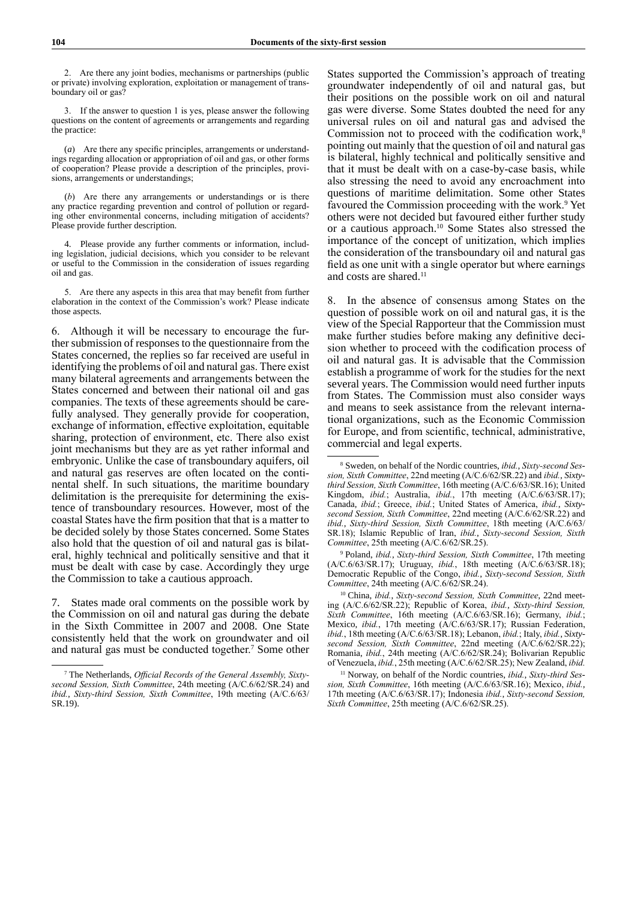2. Are there any joint bodies, mechanisms or partnerships (public or private) involving exploration, exploitation or management of transboundary oil or gas?

3. If the answer to question 1 is yes, please answer the following questions on the content of agreements or arrangements and regarding the practice:

(*a*) Are there any specific principles, arrangements or understandings regarding allocation or appropriation of oil and gas, or other forms of cooperation? Please provide a description of the principles, provisions, arrangements or understandings;

(*b*) Are there any arrangements or understandings or is there any practice regarding prevention and control of pollution or regarding other environmental concerns, including mitigation of accidents? Please provide further description.

4. Please provide any further comments or information, including legislation, judicial decisions, which you consider to be relevant or useful to the Commission in the consideration of issues regarding oil and gas.

5. Are there any aspects in this area that may benefit from further elaboration in the context of the Commission's work? Please indicate those aspects.

6. Although it will be necessary to encourage the further submission of responses to the questionnaire from the States concerned, the replies so far received are useful in identifying the problems of oil and natural gas. There exist many bilateral agreements and arrangements between the States concerned and between their national oil and gas companies. The texts of these agreements should be carefully analysed. They generally provide for cooperation, exchange of information, effective exploitation, equitable sharing, protection of environment, etc. There also exist joint mechanisms but they are as yet rather informal and embryonic. Unlike the case of transboundary aquifers, oil and natural gas reserves are often located on the continental shelf. In such situations, the maritime boundary delimitation is the prerequisite for determining the existence of transboundary resources. However, most of the coastal States have the firm position that that is a matter to be decided solely by those States concerned. Some States also hold that the question of oil and natural gas is bilateral, highly technical and politically sensitive and that it must be dealt with case by case. Accordingly they urge the Commission to take a cautious approach.

7. States made oral comments on the possible work by the Commission on oil and natural gas during the debate in the Sixth Committee in 2007 and 2008. One State consistently held that the work on groundwater and oil and natural gas must be conducted together.[7] Some other States supported the Commission's approach of treating groundwater independently of oil and natural gas, but their positions on the possible work on oil and natural gas were diverse. Some States doubted the need for any universal rules on oil and natural gas and advised the Commission not to proceed with the codification work,[8] pointing out mainly that the question of oil and natural gas is bilateral, highly technical and politically sensitive and that it must be dealt with on a case-by-case basis, while also stressing the need to avoid any encroachment into questions of maritime delimitation. Some other States favoured the Commission proceeding with the work.[9] Yet others were not decided but favoured either further study or a cautious approach.[10] Some States also stressed the importance of the concept of unitization, which implies the consideration of the transboundary oil and natural gas field as one unit with a single operator but where earnings and costs are shared.[11]

8. In the absence of consensus among States on the question of possible work on oil and natural gas, it is the view of the Special Rapporteur that the Commission must make further studies before making any definitive decision whether to proceed with the codification process of oil and natural gas. It is advisable that the Commission establish a programme of work for the studies for the next several years. The Commission would need further inputs from States. The Commission must also consider ways and means to seek assistance from the relevant international organizations, such as the Economic Commission for Europe, and from scientific, technical, administrative, commercial and legal experts.

---

[7] The Netherlands, *Official Records of the General Assembly, Sixty-second Session, Sixth Committee*, 24th meeting (A/C.6/62/SR.24) and *ibid.*, *Sixty-third Session, Sixth Committee*, 19th meeting (A/C.6/63/SR.19).

[8] Sweden, on behalf of the Nordic countries, *ibid.*, *Sixty-second Session, Sixth Committee*, 22nd meeting (A/C.6/62/SR.22) and *ibid.*, *Sixty-third Session, Sixth Committee*, 16th meeting (A/C.6/63/SR.16); United Kingdom, *ibid.*, 17th meeting (A/C.6/63/SR.17); Australia, *ibid.*; Canada, *ibid.*; Greece, *ibid.*; United States of America, *ibid.*, *Sixty-second Session, Sixth Committee*, 22nd meeting (A/C.6/62/SR.22) and *ibid.*, *Sixty-third Session, Sixth Committee*, 18th meeting (A/C.6/63/SR.18); Islamic Republic of Iran, *ibid.*, *Sixty-second Session, Sixth Committee*, 25th meeting (A/C.6/62/SR.25).

[9] Poland, *ibid.*, *Sixty-third Session, Sixth Committee*, 17th meeting (A/C.6/63/SR.17); Uruguay, *ibid.*, 18th meeting (A/C.6/63/SR.18); Democratic Republic of the Congo, *ibid.*, *Sixty-second Session, Sixth Committee*, 24th meeting (A/C.6/62/SR.24).

[10] China, *ibid.*, *Sixty-second Session, Sixth Committee*, 22nd meeting (A/C.6/62/SR.22); Republic of Korea, *ibid.*, *Sixty-third Session, Sixth Committee*, 16th meeting (A/C.6/63/SR.16); Germany, *ibid.*; Mexico, *ibid.*, 17th meeting (A/C.6/63/SR.17); Russian Federation, *ibid.*, 18th meeting (A/C.6/63/SR.18); Lebanon, *ibid.*; Italy, *ibid.*, *Sixty-second Session, Sixth Committee*, 22nd meeting (A/C.6/62/SR.22); Romania, *ibid.*, 24th meeting (A/C.6/62/SR.24); Bolivarian Republic of Venezuela, *ibid.*, 25th meeting (A/C.6/62/SR.25); New Zealand, *ibid.*

[11] Norway, on behalf of the Nordic countries, *ibid.*, *Sixty-third Session, Sixth Committee*, 16th meeting (A/C.6/63/SR.16); Mexico, *ibid.*, 17th meeting (A/C.6/63/SR.17); Indonesia *ibid.*, *Sixty-second Session, Sixth Committee*, 25th meeting (A/C.6/62/SR.25).